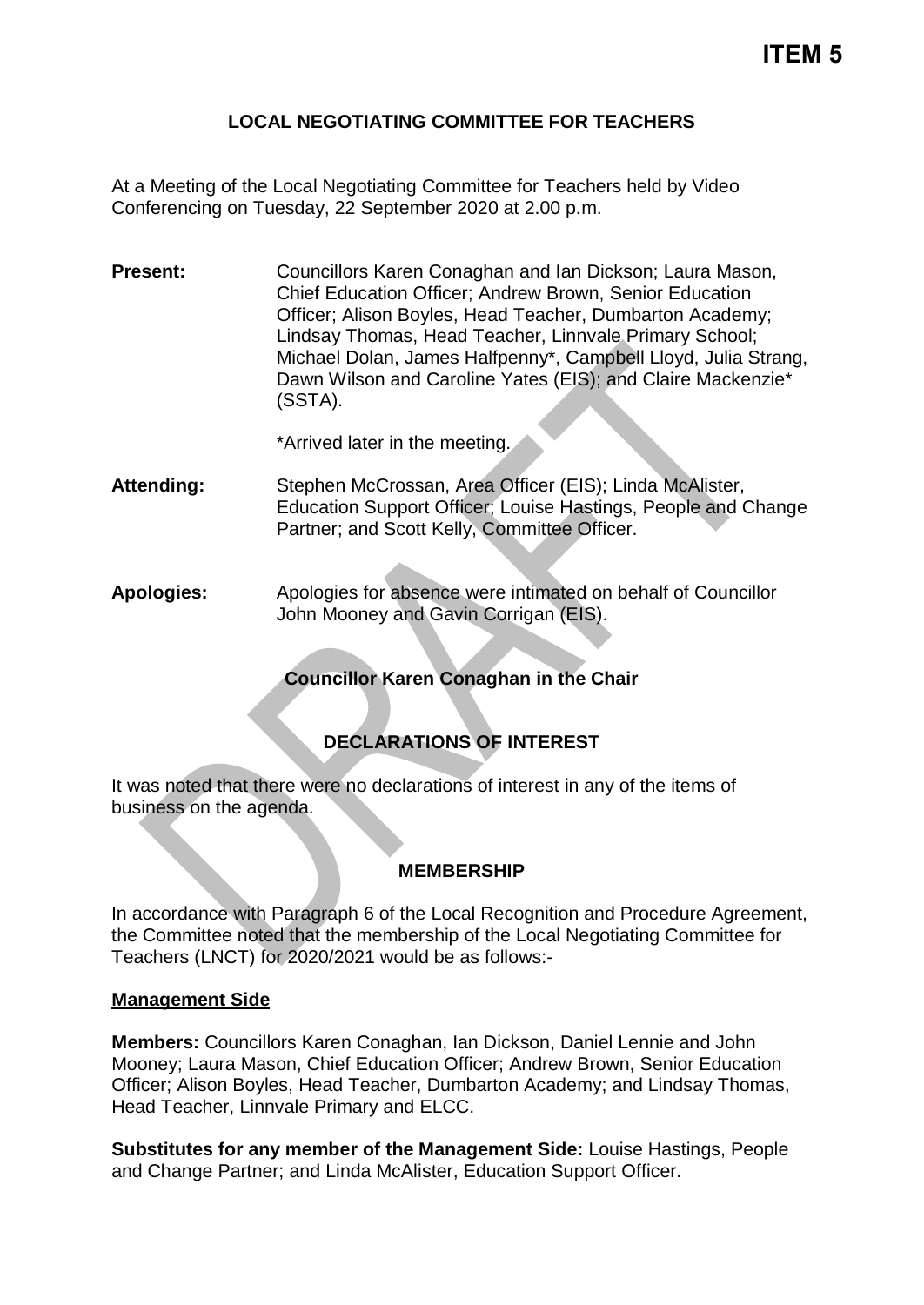# ITEM 5

## LOCAL NEGOTIATING COMMITTEE FOR TEACHERS

At a Meeting of the Local Negotiating Committee for Teachers held by Video Conferencing on Tuesday, 22 September 2020 at 2.00 p.m.

**Present:** Councillors Karen Conaghan and Ian Dickson; Laura Mason, Chief Education Officer; Andrew Brown, Senior Education Officer; Alison Boyles, Head Teacher, Dumbarton Academy; Lindsay Thomas, Head Teacher, Linnvale Primary School; Michael Dolan, James Halfpenny*, Campbell Lloyd, Julia Strang, Dawn Wilson and Caroline Yates (EIS); and Claire Mackenzie* (SSTA).

*Arrived later in the meeting.

**Attending:** Stephen McCrossan, Area Officer (EIS); Linda McAlister, Education Support Officer; Louise Hastings, People and Change Partner; and Scott Kelly, Committee Officer.

**Apologies:** Apologies for absence were intimated on behalf of Councillor John Mooney and Gavin Corrigan (EIS).

**Councillor Karen Conaghan in the Chair**

## DECLARATIONS OF INTEREST

It was noted that there were no declarations of interest in any of the items of business on the agenda.

## MEMBERSHIP

In accordance with Paragraph 6 of the Local Recognition and Procedure Agreement, the Committee noted that the membership of the Local Negotiating Committee for Teachers (LNCT) for 2020/2021 would be as follows:-

**Management Side**

**Members:** Councillors Karen Conaghan, Ian Dickson, Daniel Lennie and John Mooney; Laura Mason, Chief Education Officer; Andrew Brown, Senior Education Officer; Alison Boyles, Head Teacher, Dumbarton Academy; and Lindsay Thomas, Head Teacher, Linnvale Primary and ELCC.

**Substitutes for any member of the Management Side:** Louise Hastings, People and Change Partner; and Linda McAlister, Education Support Officer.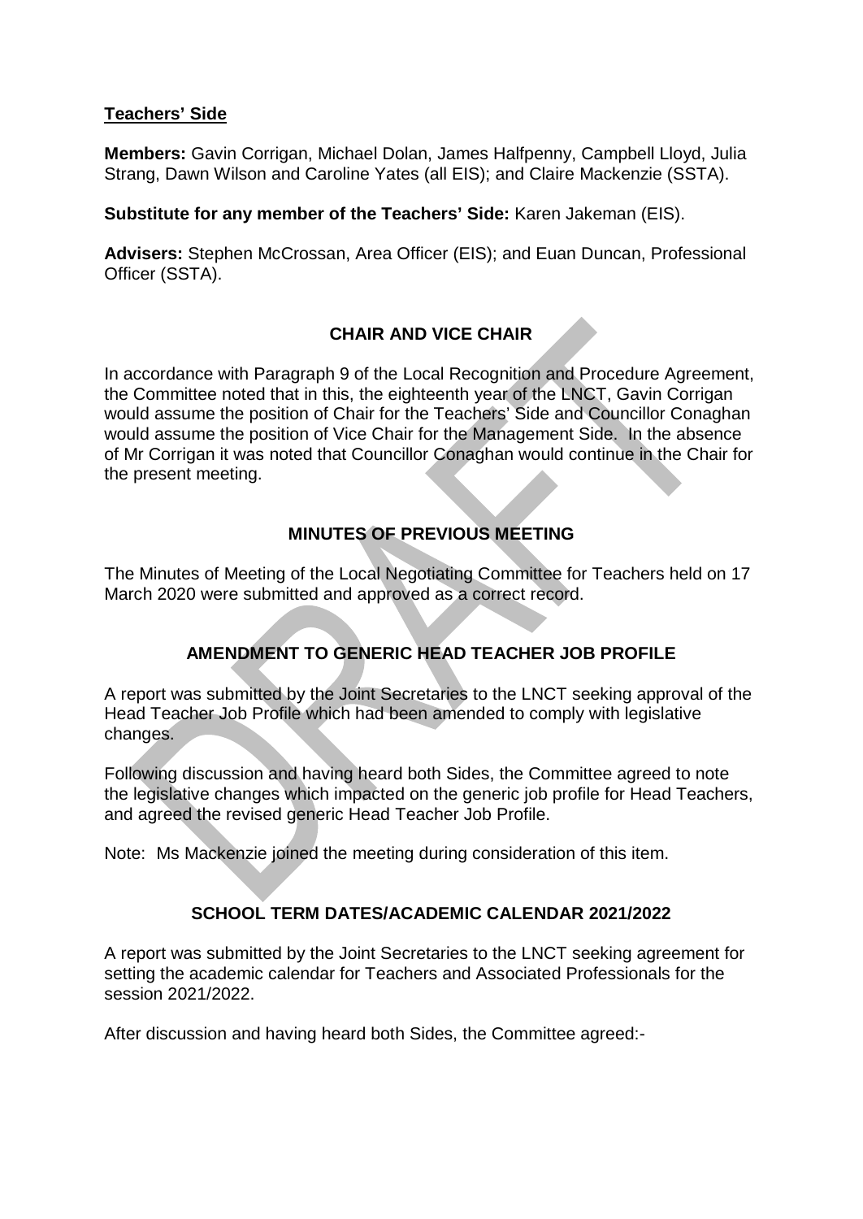**Teachers' Side**

**Members:** Gavin Corrigan, Michael Dolan, James Halfpenny, Campbell Lloyd, Julia Strang, Dawn Wilson and Caroline Yates (all EIS); and Claire Mackenzie (SSTA).

**Substitute for any member of the Teachers' Side:** Karen Jakeman (EIS).

**Advisers:** Stephen McCrossan, Area Officer (EIS); and Euan Duncan, Professional Officer (SSTA).

## CHAIR AND VICE CHAIR

In accordance with Paragraph 9 of the Local Recognition and Procedure Agreement, the Committee noted that in this, the eighteenth year of the LNCT, Gavin Corrigan would assume the position of Chair for the Teachers' Side and Councillor Conaghan would assume the position of Vice Chair for the Management Side. In the absence of Mr Corrigan it was noted that Councillor Conaghan would continue in the Chair for the present meeting.

## MINUTES OF PREVIOUS MEETING

The Minutes of Meeting of the Local Negotiating Committee for Teachers held on 17 March 2020 were submitted and approved as a correct record.

## AMENDMENT TO GENERIC HEAD TEACHER JOB PROFILE

A report was submitted by the Joint Secretaries to the LNCT seeking approval of the Head Teacher Job Profile which had been amended to comply with legislative changes.

Following discussion and having heard both Sides, the Committee agreed to note the legislative changes which impacted on the generic job profile for Head Teachers, and agreed the revised generic Head Teacher Job Profile.

Note: Ms Mackenzie joined the meeting during consideration of this item.

## SCHOOL TERM DATES/ACADEMIC CALENDAR 2021/2022

A report was submitted by the Joint Secretaries to the LNCT seeking agreement for setting the academic calendar for Teachers and Associated Professionals for the session 2021/2022.

After discussion and having heard both Sides, the Committee agreed:-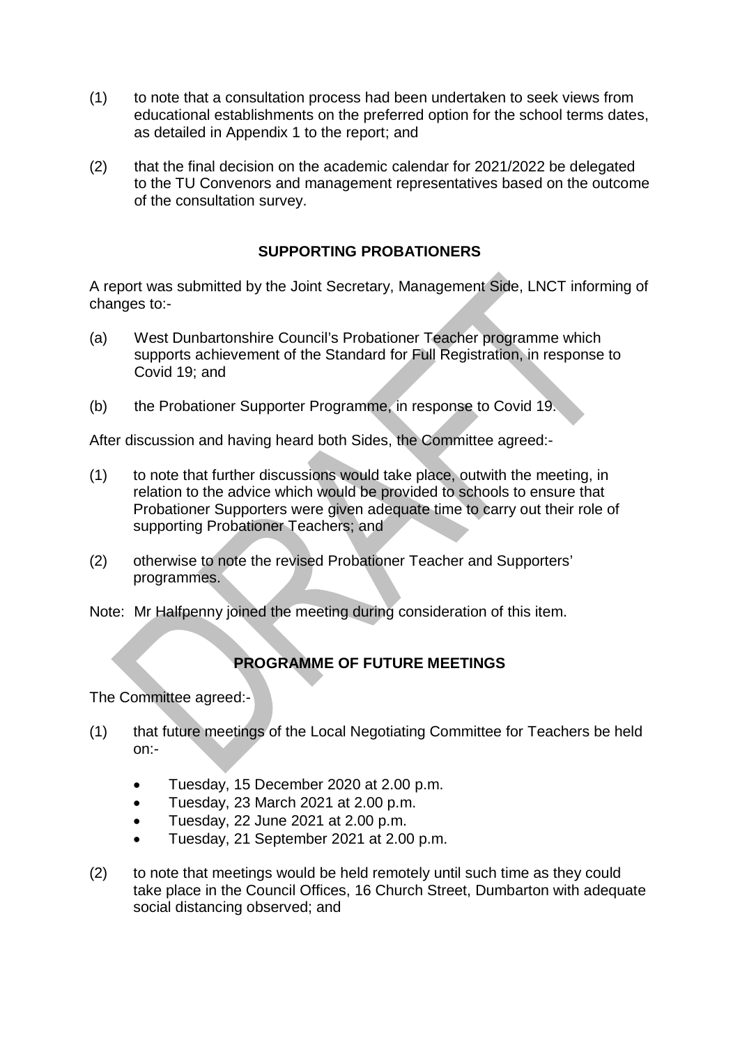(1) to note that a consultation process had been undertaken to seek views from educational establishments on the preferred option for the school terms dates, as detailed in Appendix 1 to the report; and

(2) that the final decision on the academic calendar for 2021/2022 be delegated to the TU Convenors and management representatives based on the outcome of the consultation survey.

## SUPPORTING PROBATIONERS

A report was submitted by the Joint Secretary, Management Side, LNCT informing of changes to:-

(a) West Dunbartonshire Council's Probationer Teacher programme which supports achievement of the Standard for Full Registration, in response to Covid 19; and

(b) the Probationer Supporter Programme, in response to Covid 19.

After discussion and having heard both Sides, the Committee agreed:-

(1) to note that further discussions would take place, outwith the meeting, in relation to the advice which would be provided to schools to ensure that Probationer Supporters were given adequate time to carry out their role of supporting Probationer Teachers; and

(2) otherwise to note the revised Probationer Teacher and Supporters' programmes.

Note: Mr Halfpenny joined the meeting during consideration of this item.

## PROGRAMME OF FUTURE MEETINGS

The Committee agreed:-

(1) that future meetings of the Local Negotiating Committee for Teachers be held on:-

- Tuesday, 15 December 2020 at 2.00 p.m.
- Tuesday, 23 March 2021 at 2.00 p.m.
- Tuesday, 22 June 2021 at 2.00 p.m.
- Tuesday, 21 September 2021 at 2.00 p.m.

(2) to note that meetings would be held remotely until such time as they could take place in the Council Offices, 16 Church Street, Dumbarton with adequate social distancing observed; and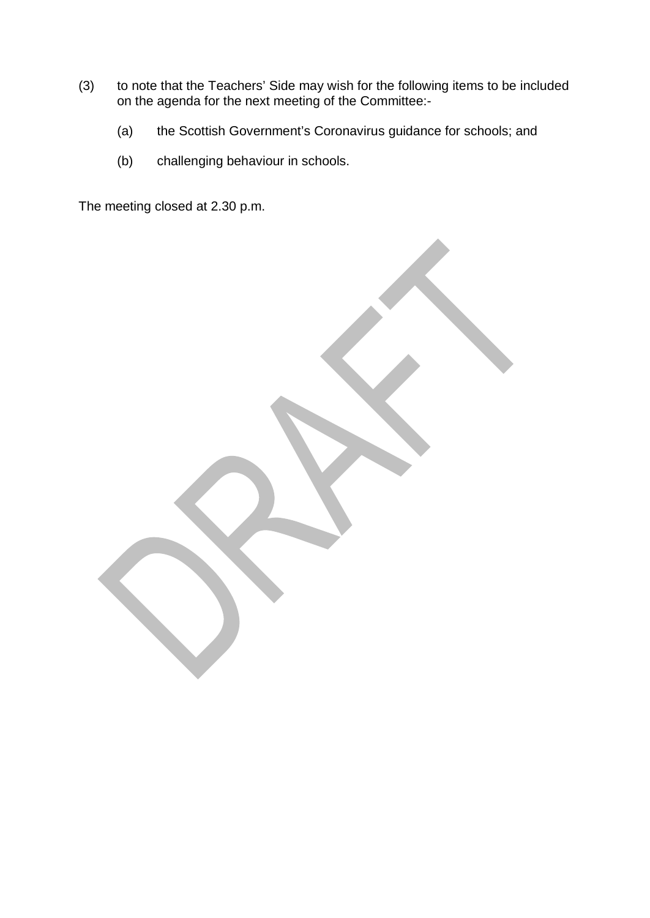(3) to note that the Teachers' Side may wish for the following items to be included on the agenda for the next meeting of the Committee:-

   (a) the Scottish Government's Coronavirus guidance for schools; and

   (b) challenging behaviour in schools.

The meeting closed at 2.30 p.m.